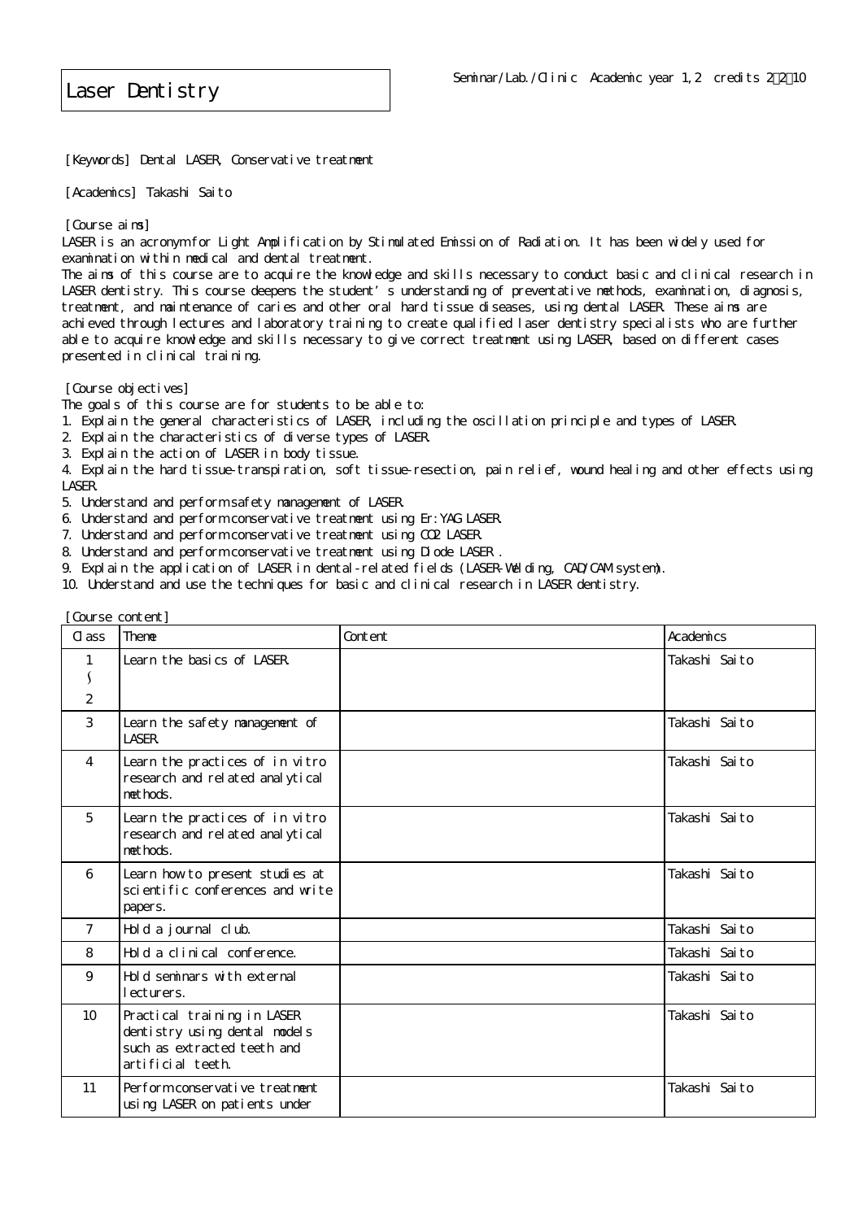# Laser Dentistry

Seminar/Lab./Clinic Academic year 1,2 credits 2・2・10

[Keywords] Dental LASER, Conservative treatment

[Academics] Takashi Saito

[Course aims]

LASER is an acronym for Light Amplification by Stimulated Emission of Radiation. It has been widely used for examination within medical and dental treatment.

The aims of this course are to acquire the knowledge and skills necessary to conduct basic and clinical research in LASER dentistry. This course deepens the student's understanding of preventative methods, examination, diagnosis, treatment, and maintenance of caries and other oral hard tissue diseases, using dental LASER. These aims are achieved through lectures and laboratory training to create qualified laser dentistry specialists who are further able to acquire knowledge and skills necessary to give correct treatment using LASER, based on different cases presented in clinical training.

[Course objectives]

The goals of this course are for students to be able to:

1. Explain the general characteristics of LASER, including the oscillation principle and types of LASER.
2. Explain the characteristics of diverse types of LASER.
3. Explain the action of LASER in body tissue.
4. Explain the hard tissue-transpiration, soft tissue-resection, pain relief, wound healing and other effects using LASER.
5. Understand and perform safety management of LASER.
6. Understand and perform conservative treatment using Er:YAG LASER.
7. Understand and perform conservative treatment using $CO_2$ LASER.
8. Understand and perform conservative treatment using Diode LASER .
9. Explain the application of LASER in dental-related fields (LASER-Welding, CAD/CAM system).
10. Understand and use the techniques for basic and clinical research in LASER dentistry.

[Course content]

| Class | Theme | Content | Academics |
|---|---|---|---|
| 1 ～ 2 | Learn the basics of LASER. | | Takashi Saito |
| 3 | Learn the safety management of LASER. | | Takashi Saito |
| 4 | Learn the practices of in vitro research and related analytical methods. | | Takashi Saito |
| 5 | Learn the practices of in vitro research and related analytical methods. | | Takashi Saito |
| 6 | Learn how to present studies at scientific conferences and write papers. | | Takashi Saito |
| 7 | Hold a journal club. | | Takashi Saito |
| 8 | Hold a clinical conference. | | Takashi Saito |
| 9 | Hold seminars with external lecturers. | | Takashi Saito |
| 10 | Practical training in LASER dentistry using dental models such as extracted teeth and artificial teeth. | | Takashi Saito |
| 11 | Perform conservative treatment using LASER on patients under | | Takashi Saito |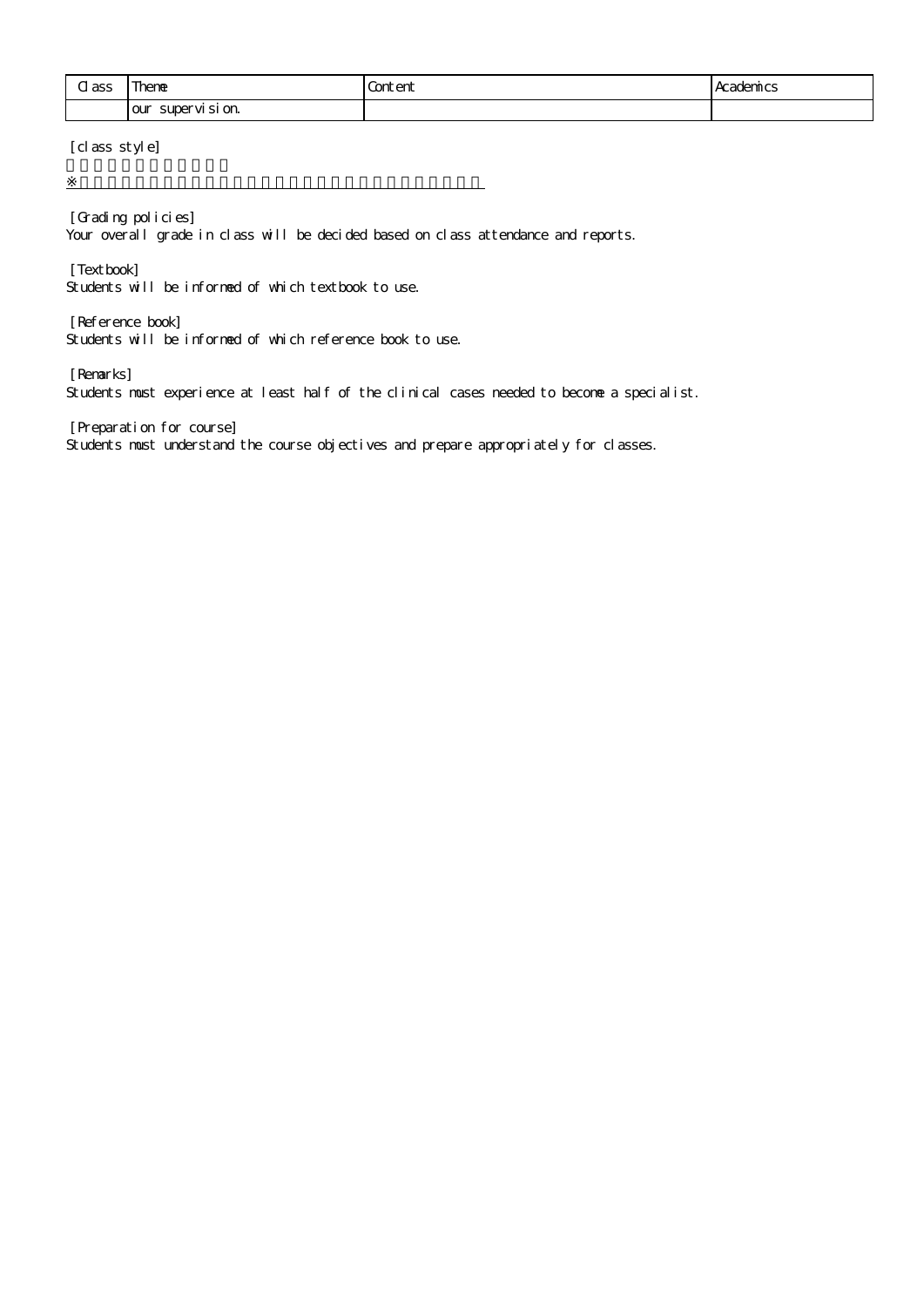| Class | Theme | Content | Academics |
|---|---|---|---|
| | our supervision. | | |

[class style]

※

[Grading policies]
Your overall grade in class will be decided based on class attendance and reports.

[Textbook]
Students will be informed of which textbook to use.

[Reference book]
Students will be informed of which reference book to use.

[Remarks]
Students must experience at least half of the clinical cases needed to become a specialist.

[Preparation for course]
Students must understand the course objectives and prepare appropriately for classes.